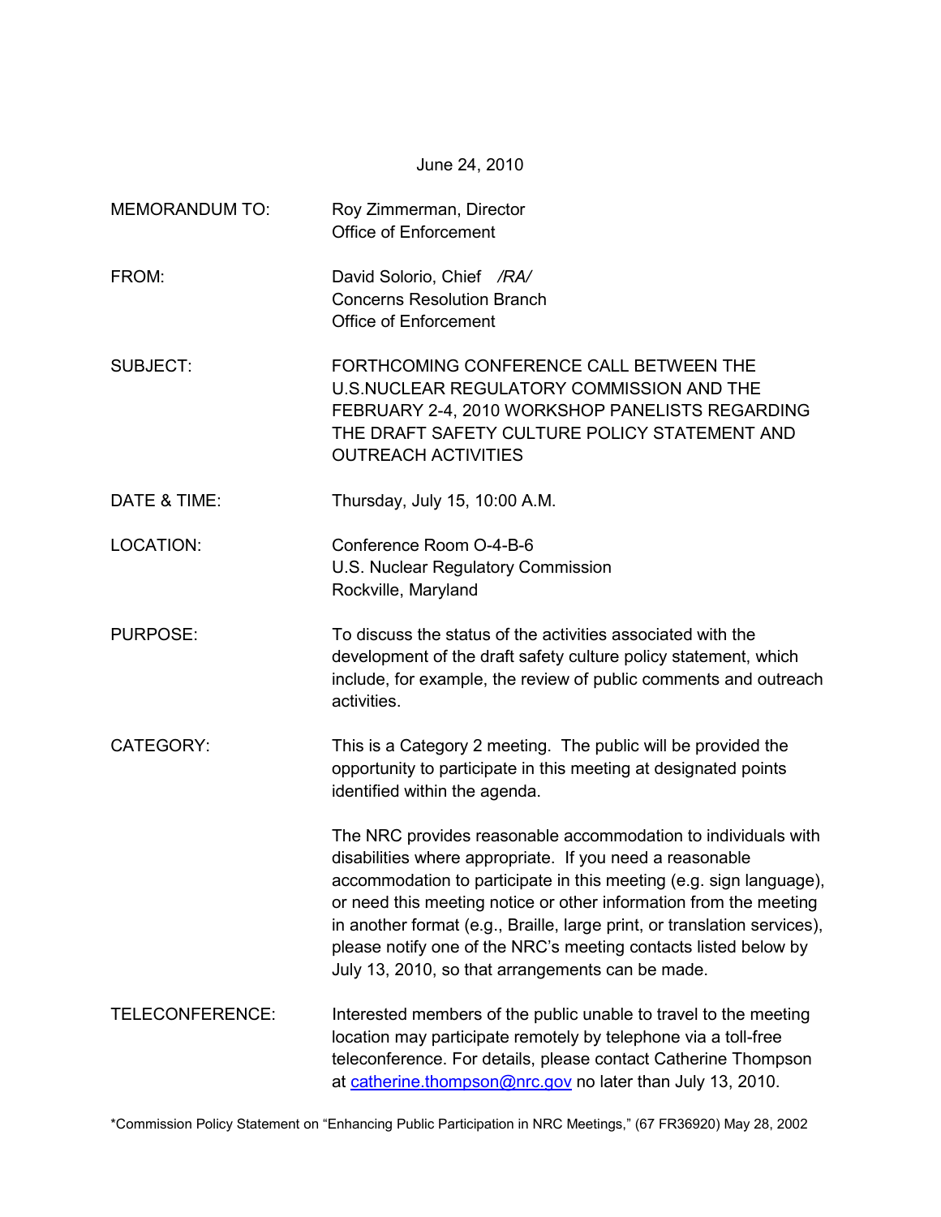June 24, 2010

MEMORANDUM TO: Roy Zimmerman, Director
Office of Enforcement

FROM: David Solorio, Chief */RA/*
Concerns Resolution Branch
Office of Enforcement

SUBJECT: FORTHCOMING CONFERENCE CALL BETWEEN THE U.S.NUCLEAR REGULATORY COMMISSION AND THE FEBRUARY 2-4, 2010 WORKSHOP PANELISTS REGARDING THE DRAFT SAFETY CULTURE POLICY STATEMENT AND OUTREACH ACTIVITIES

DATE & TIME: Thursday, July 15, 10:00 A.M.

LOCATION: Conference Room O-4-B-6
U.S. Nuclear Regulatory Commission
Rockville, Maryland

PURPOSE: To discuss the status of the activities associated with the development of the draft safety culture policy statement, which include, for example, the review of public comments and outreach activities.

CATEGORY: This is a Category 2 meeting. The public will be provided the opportunity to participate in this meeting at designated points identified within the agenda.

The NRC provides reasonable accommodation to individuals with disabilities where appropriate. If you need a reasonable accommodation to participate in this meeting (e.g. sign language), or need this meeting notice or other information from the meeting in another format (e.g., Braille, large print, or translation services), please notify one of the NRC's meeting contacts listed below by July 13, 2010, so that arrangements can be made.

TELECONFERENCE: Interested members of the public unable to travel to the meeting location may participate remotely by telephone via a toll-free teleconference. For details, please contact Catherine Thompson at catherine.thompson@nrc.gov no later than July 13, 2010.

*Commission Policy Statement on "Enhancing Public Participation in NRC Meetings," (67 FR36920) May 28, 2002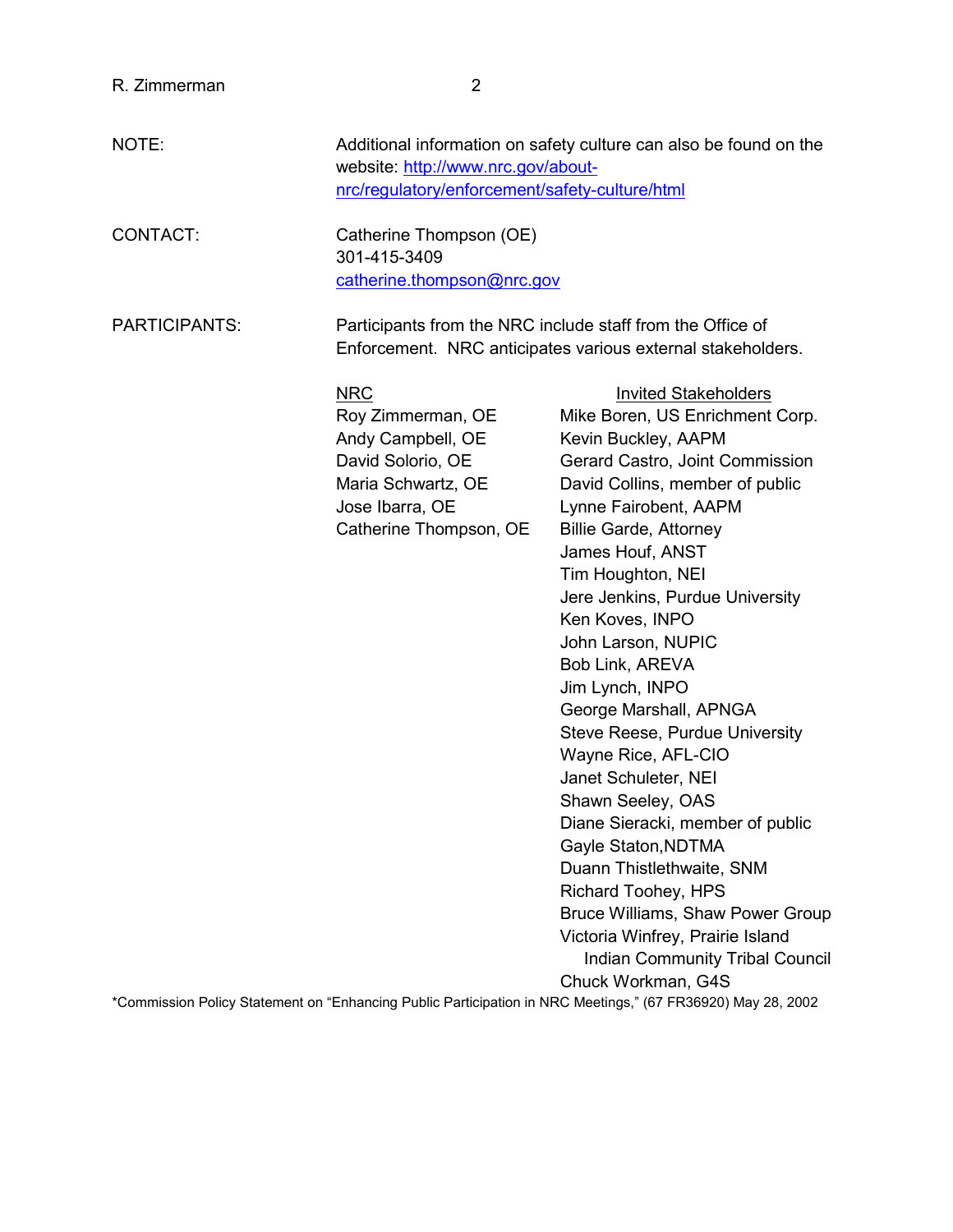NOTE: Additional information on safety culture can also be found on the website: http://www.nrc.gov/about-nrc/regulatory/enforcement/safety-culture/html

CONTACT: Catherine Thompson (OE)
301-415-3409
catherine.thompson@nrc.gov

PARTICIPANTS: Participants from the NRC include staff from the Office of Enforcement. NRC anticipates various external stakeholders.

| NRC | Invited Stakeholders |
|---|---|
| Roy Zimmerman, OE | Mike Boren, US Enrichment Corp. |
| Andy Campbell, OE | Kevin Buckley, AAPM |
| David Solorio, OE | Gerard Castro, Joint Commission |
| Maria Schwartz, OE | David Collins, member of public |
| Jose Ibarra, OE | Lynne Fairobent, AAPM |
| Catherine Thompson, OE | Billie Garde, Attorney |
| | James Houf, ANST |
| | Tim Houghton, NEI |
| | Jere Jenkins, Purdue University |
| | Ken Koves, INPO |
| | John Larson, NUPIC |
| | Bob Link, AREVA |
| | Jim Lynch, INPO |
| | George Marshall, APNGA |
| | Steve Reese, Purdue University |
| | Wayne Rice, AFL-CIO |
| | Janet Schuleter, NEI |
| | Shawn Seeley, OAS |
| | Diane Sieracki, member of public |
| | Gayle Staton,NDTMA |
| | Duann Thistlethwaite, SNM |
| | Richard Toohey, HPS |
| | Bruce Williams, Shaw Power Group |
| | Victoria Winfrey, Prairie Island Indian Community Tribal Council |
| | Chuck Workman, G4S |

*Commission Policy Statement on "Enhancing Public Participation in NRC Meetings," (67 FR36920) May 28, 2002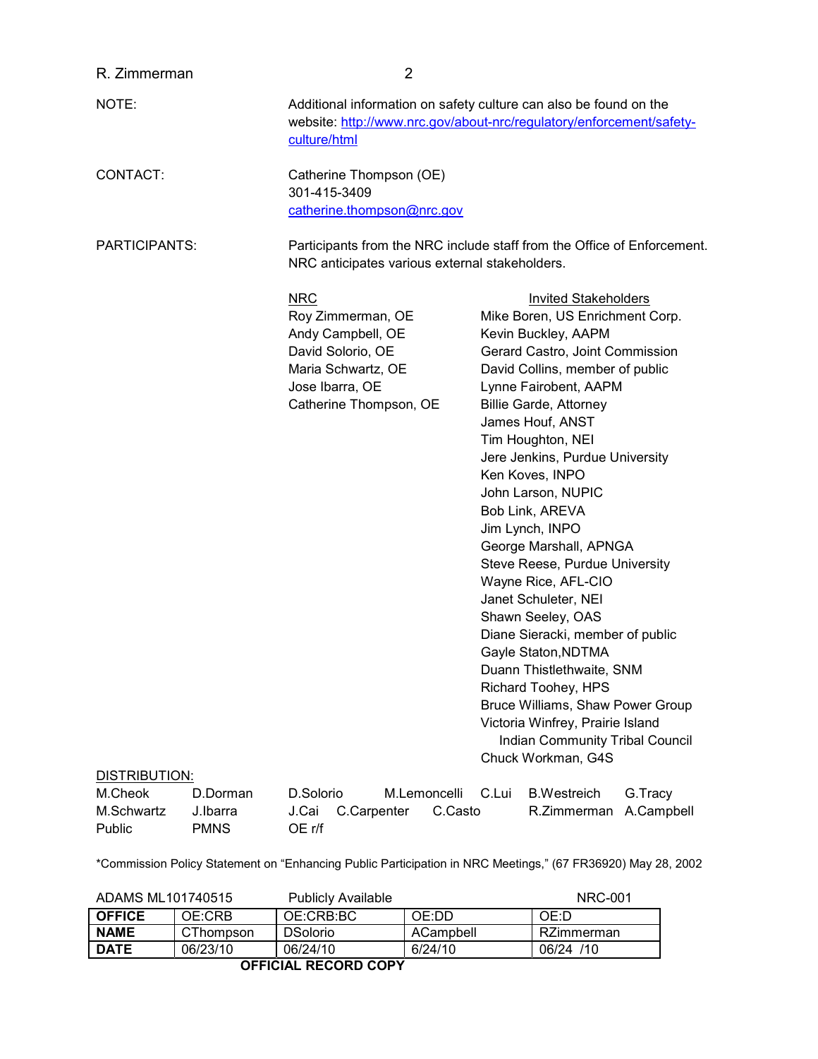NOTE: Additional information on safety culture can also be found on the website: http://www.nrc.gov/about-nrc/regulatory/enforcement/safety-culture/html

CONTACT: Catherine Thompson (OE)
301-415-3409
catherine.thompson@nrc.gov

PARTICIPANTS: Participants from the NRC include staff from the Office of Enforcement. NRC anticipates various external stakeholders.

| NRC | Invited Stakeholders |
| --- | --- |
| Roy Zimmerman, OE | Mike Boren, US Enrichment Corp. |
| Andy Campbell, OE | Kevin Buckley, AAPM |
| David Solorio, OE | Gerard Castro, Joint Commission |
| Maria Schwartz, OE | David Collins, member of public |
| Jose Ibarra, OE | Lynne Fairobent, AAPM |
| Catherine Thompson, OE | Billie Garde, Attorney |
| | James Houf, ANST |
| | Tim Houghton, NEI |
| | Jere Jenkins, Purdue University |
| | Ken Koves, INPO |
| | John Larson, NUPIC |
| | Bob Link, AREVA |
| | Jim Lynch, INPO |
| | George Marshall, APNGA |
| | Steve Reese, Purdue University |
| | Wayne Rice, AFL-CIO |
| | Janet Schuleter, NEI |
| | Shawn Seeley, OAS |
| | Diane Sieracki, member of public |
| | Gayle Staton,NDTMA |
| | Duann Thistlethwaite, SNM |
| | Richard Toohey, HPS |
| | Bruce Williams, Shaw Power Group |
| | Victoria Winfrey, Prairie Island Indian Community Tribal Council |
| | Chuck Workman, G4S |

DISTRIBUTION:
M.Cheok D.Dorman D.Solorio M.Lemoncelli C.Lui B.Westreich G.Tracy
M.Schwartz J.Ibarra J.Cai C.Carpenter C.Casto R.Zimmerman A.Campbell
Public PMNS OE r/f

*Commission Policy Statement on "Enhancing Public Participation in NRC Meetings," (67 FR36920) May 28, 2002

ADAMS ML101740515 Publicly Available NRC-001

| OFFICE | OE:CRB | OE:CRB:BC | OE:DD | OE:D |
| --- | --- | --- | --- | --- |
| NAME | CThompson | DSolorio | ACampbell | RZimmerman |
| DATE | 06/23/10 | 06/24/10 | 6/24/10 | 06/24 /10 |

**OFFICIAL RECORD COPY**